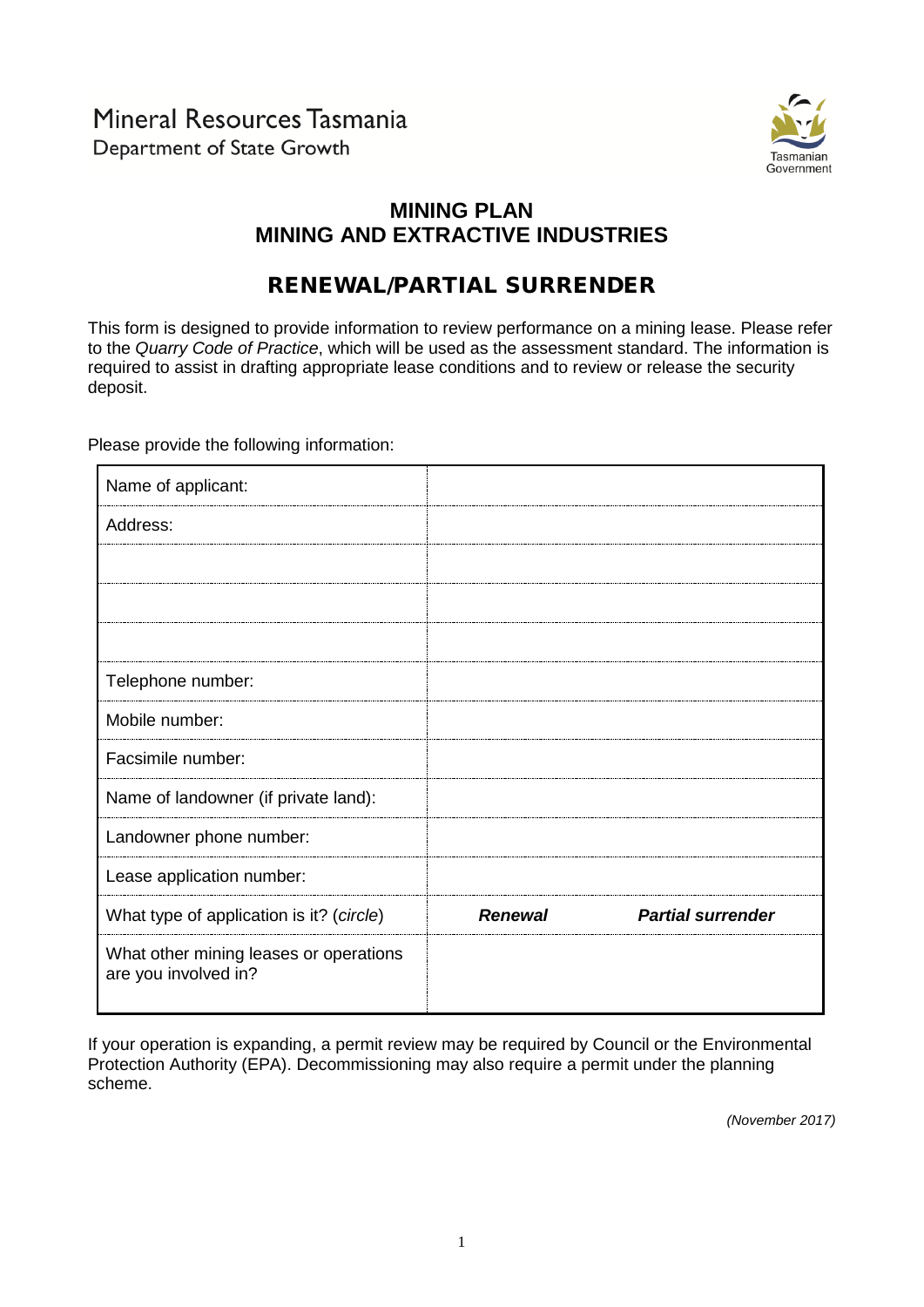Mineral Resources Tasmania
Department of State Growth

# MINING PLAN
# MINING AND EXTRACTIVE INDUSTRIES

## RENEWAL/PARTIAL SURRENDER

This form is designed to provide information to review performance on a mining lease. Please refer to the *Quarry Code of Practice*, which will be used as the assessment standard. The information is required to assist in drafting appropriate lease conditions and to review or release the security deposit.

Please provide the following information:

| | | |
|---|---|---|
| Name of applicant: | | |
| Address: | | |
| | | |
| | | |
| | | |
| Telephone number: | | |
| Mobile number: | | |
| Facsimile number: | | |
| Name of landowner (if private land): | | |
| Landowner phone number: | | |
| Lease application number: | | |
| What type of application is it? (*circle*) | ***Renewal*** | ***Partial surrender*** |
| What other mining leases or operations are you involved in? | | |

If your operation is expanding, a permit review may be required by Council or the Environmental Protection Authority (EPA). Decommissioning may also require a permit under the planning scheme.

*(November 2017)*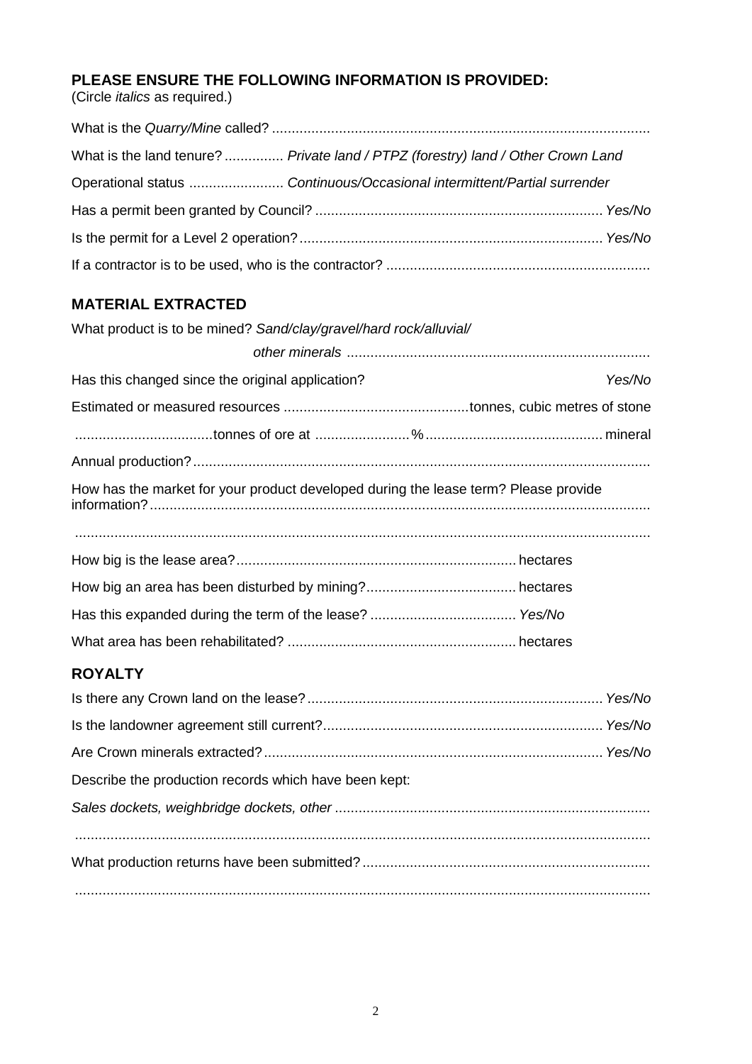## PLEASE ENSURE THE FOLLOWING INFORMATION IS PROVIDED:

(Circle *italics* as required.)

What is the *Quarry/Mine* called? ................................................................................................

What is the land tenure? ............... *Private land / PTPZ (forestry) land / Other Crown Land*

Operational status ........................ *Continuous/Occasional intermittent/Partial surrender*

Has a permit been granted by Council? ........................................................................ *Yes/No*

Is the permit for a Level 2 operation? ............................................................................ *Yes/No*

If a contractor is to be used, who is the contractor? ..................................................................

## MATERIAL EXTRACTED

What product is to be mined? *Sand/clay/gravel/hard rock/alluvial/*

*other minerals* ............................................................................

Has this changed since the original application? *Yes/No*

Estimated or measured resources ...............................................tonnes, cubic metres of stone

...................................tonnes of ore at ........................% ............................................ mineral

Annual production? ...................................................................................................................

How has the market for your product developed during the lease term? Please provide information? ..............................................................................................................................

.................................................................................................................................................

How big is the lease area? ....................................................................... hectares

How big an area has been disturbed by mining? ...................................... hectares

Has this expanded during the term of the lease? ..................................... *Yes/No*

What area has been rehabilitated? .......................................................... hectares

## ROYALTY

Is there any Crown land on the lease? .......................................................................... *Yes/No*

Is the landowner agreement still current? ...................................................................... *Yes/No*

Are Crown minerals extracted? ..................................................................................... *Yes/No*

Describe the production records which have been kept:

*Sales dockets, weighbridge dockets, other* ...............................................................................

.................................................................................................................................................

What production returns have been submitted? ........................................................................

.................................................................................................................................................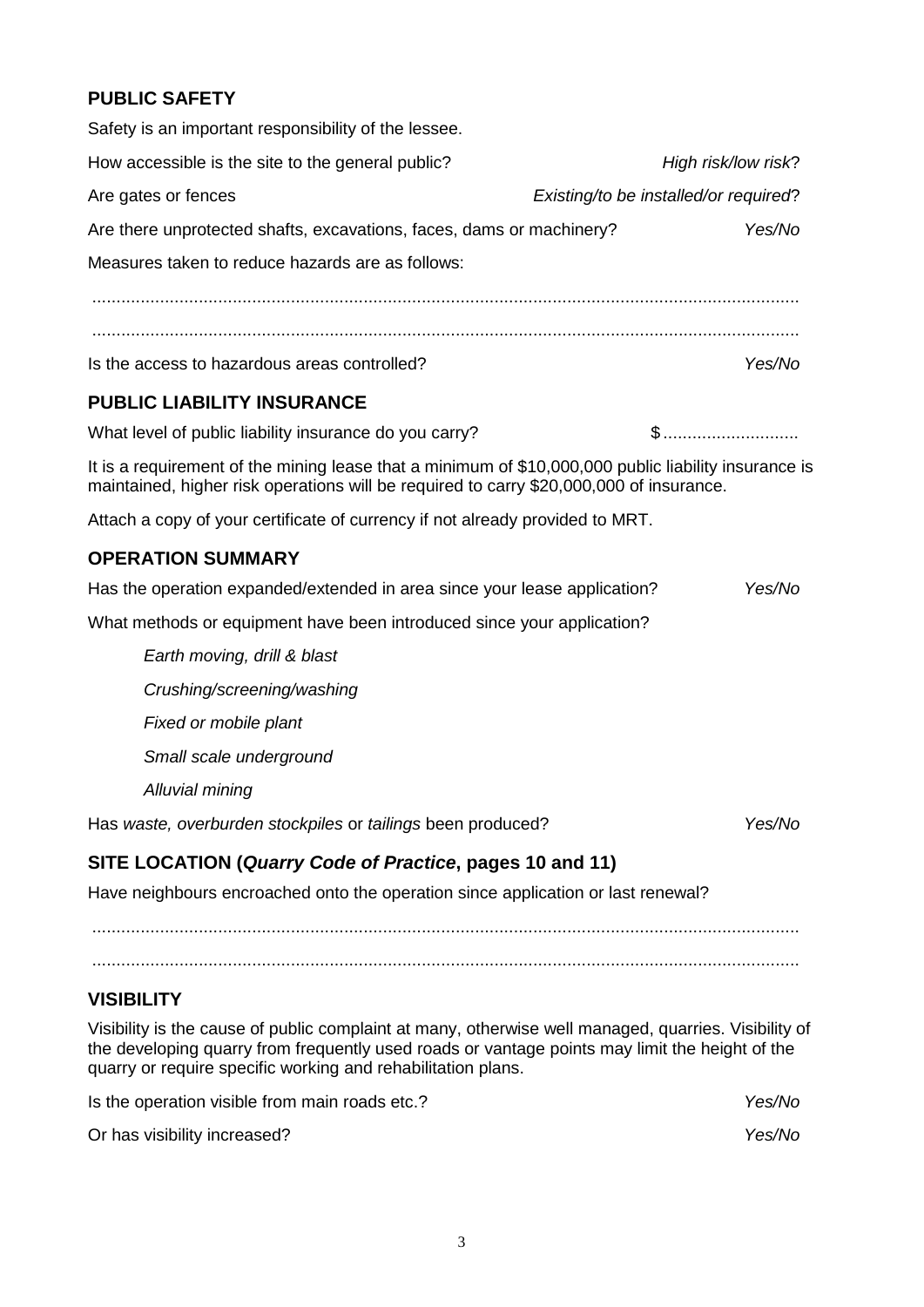## PUBLIC SAFETY

Safety is an important responsibility of the lessee.

How accessible is the site to the general public? *High risk/low risk*?

Are gates or fences *Existing/to be installed/or required*?

Are there unprotected shafts, excavations, faces, dams or machinery? *Yes/No*

Measures taken to reduce hazards are as follows:

..................................................................................................................................................

..................................................................................................................................................

Is the access to hazardous areas controlled? *Yes/No*

## PUBLIC LIABILITY INSURANCE

What level of public liability insurance do you carry? $............................

It is a requirement of the mining lease that a minimum of $10,000,000 public liability insurance is maintained, higher risk operations will be required to carry $20,000,000 of insurance.

Attach a copy of your certificate of currency if not already provided to MRT.

## OPERATION SUMMARY

Has the operation expanded/extended in area since your lease application? *Yes/No*

What methods or equipment have been introduced since your application?

- *Earth moving, drill & blast*
- *Crushing/screening/washing*
- *Fixed or mobile plant*
- *Small scale underground*
- *Alluvial mining*

Has *waste, overburden stockpiles* or *tailings* been produced? *Yes/No*

## SITE LOCATION (*Quarry Code of Practice*, pages 10 and 11)

Have neighbours encroached onto the operation since application or last renewal?

..................................................................................................................................................

..................................................................................................................................................

## VISIBILITY

Visibility is the cause of public complaint at many, otherwise well managed, quarries. Visibility of the developing quarry from frequently used roads or vantage points may limit the height of the quarry or require specific working and rehabilitation plans.

Is the operation visible from main roads etc.? *Yes/No*

Or has visibility increased? *Yes/No*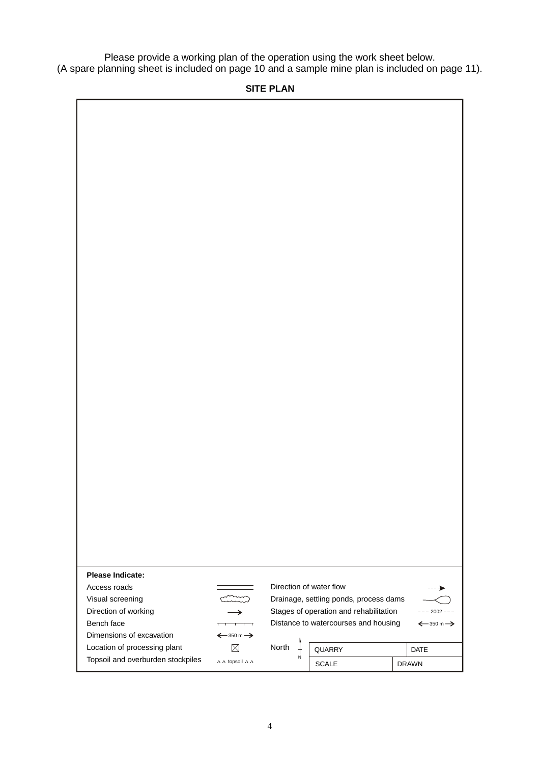Please provide a working plan of the operation using the work sheet below.
(A spare planning sheet is included on page 10 and a sample mine plan is included on page 11).

**SITE PLAN**

**Please Indicate:**

| | | | |
|---|---|---|---|
| Access roads | ═══ | Direction of water flow | - - -▶ |
| Visual screening | ︵︵︵ | Drainage, settling ponds, process dams | ——○ |
| Direction of working | →| | Stages of operation and rehabilitation | - - - 2002 - - - |
| Bench face | ┬┬┬┬ | Distance to watercourses and housing | ← 350 m → |
| Dimensions of excavation | ← 350 m → | | |
| Location of processing plant | ☒ | North | |
| Topsoil and overburden stockpiles | ^ ^ topsoil ^ ^ | | |

| QUARRY | DATE |
|---|---|
| SCALE | DRAWN |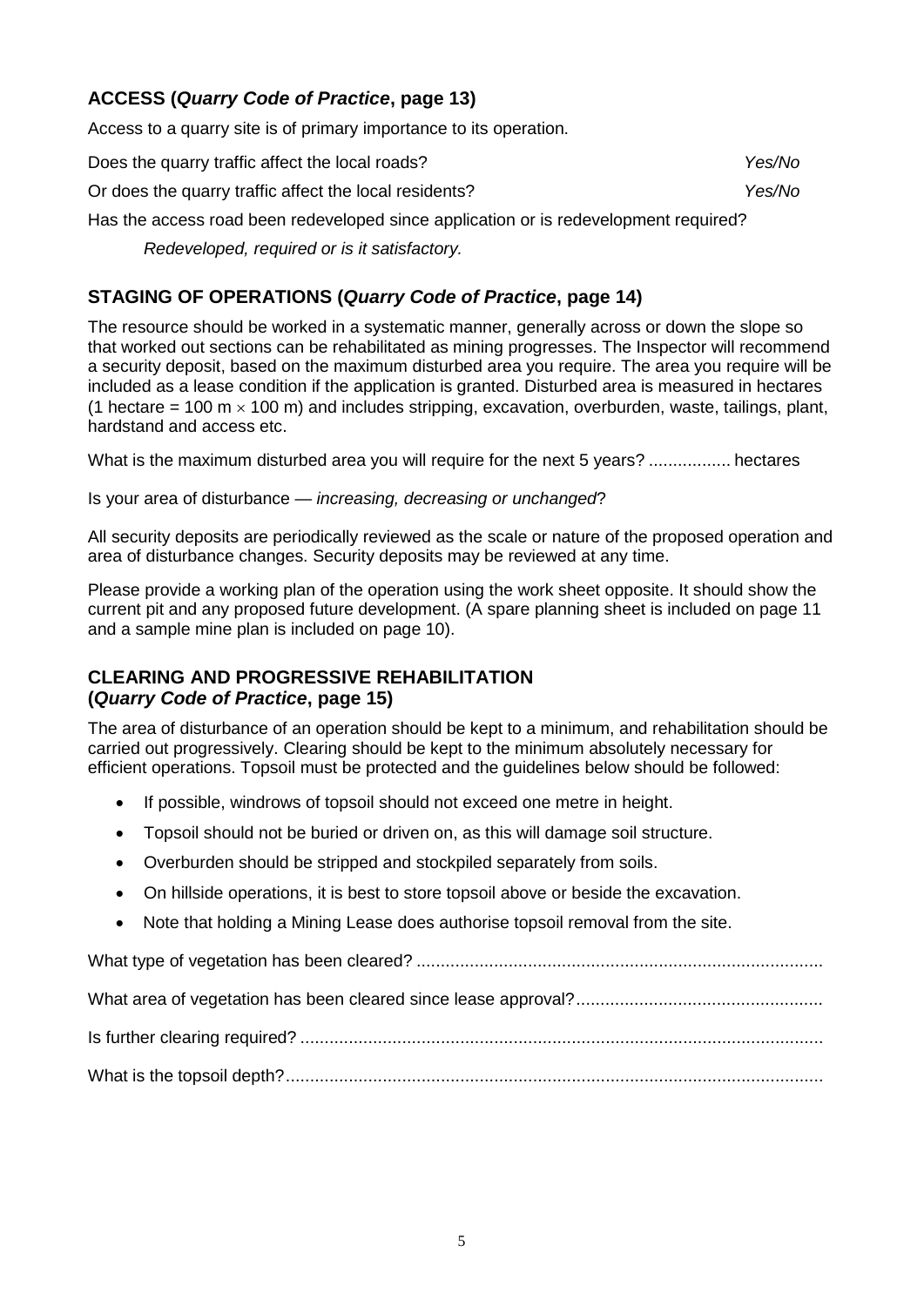## ACCESS (*Quarry Code of Practice*, page 13)

Access to a quarry site is of primary importance to its operation.

Does the quarry traffic affect the local roads? *Yes/No*

Or does the quarry traffic affect the local residents? *Yes/No*

Has the access road been redeveloped since application or is redevelopment required?

*Redeveloped, required or is it satisfactory.*

## STAGING OF OPERATIONS (*Quarry Code of Practice*, page 14)

The resource should be worked in a systematic manner, generally across or down the slope so that worked out sections can be rehabilitated as mining progresses. The Inspector will recommend a security deposit, based on the maximum disturbed area you require. The area you require will be included as a lease condition if the application is granted. Disturbed area is measured in hectares (1 hectare = 100 m $\times$ 100 m) and includes stripping, excavation, overburden, waste, tailings, plant, hardstand and access etc.

What is the maximum disturbed area you will require for the next 5 years? ................. hectares

Is your area of disturbance — *increasing, decreasing or unchanged*?

All security deposits are periodically reviewed as the scale or nature of the proposed operation and area of disturbance changes. Security deposits may be reviewed at any time.

Please provide a working plan of the operation using the work sheet opposite. It should show the current pit and any proposed future development. (A spare planning sheet is included on page 11 and a sample mine plan is included on page 10).

## CLEARING AND PROGRESSIVE REHABILITATION (*Quarry Code of Practice*, page 15)

The area of disturbance of an operation should be kept to a minimum, and rehabilitation should be carried out progressively. Clearing should be kept to the minimum absolutely necessary for efficient operations. Topsoil must be protected and the guidelines below should be followed:

- If possible, windrows of topsoil should not exceed one metre in height.
- Topsoil should not be buried or driven on, as this will damage soil structure.
- Overburden should be stripped and stockpiled separately from soils.
- On hillside operations, it is best to store topsoil above or beside the excavation.
- Note that holding a Mining Lease does authorise topsoil removal from the site.

What type of vegetation has been cleared? ....................................................................................

What area of vegetation has been cleared since lease approval?...................................................

Is further clearing required? ............................................................................................................

What is the topsoil depth?................................................................................................................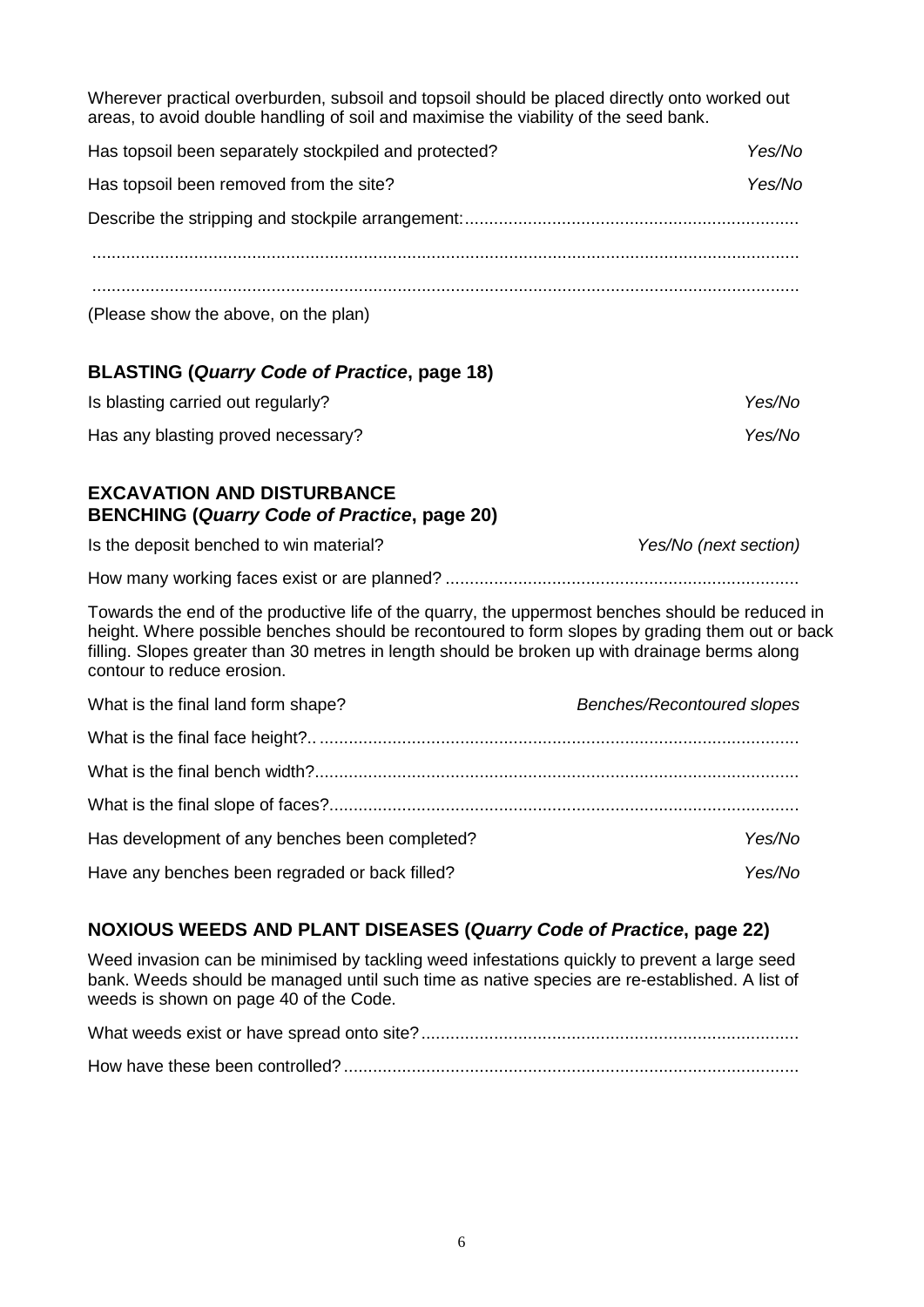Wherever practical overburden, subsoil and topsoil should be placed directly onto worked out areas, to avoid double handling of soil and maximise the viability of the seed bank.

Has topsoil been separately stockpiled and protected? *Yes/No*

Has topsoil been removed from the site? *Yes/No*

Describe the stripping and stockpile arrangement:.....................................................................

.................................................................................................................................................

.................................................................................................................................................

(Please show the above, on the plan)

## BLASTING (*Quarry Code of Practice*, page 18)

Is blasting carried out regularly? *Yes/No*

Has any blasting proved necessary? *Yes/No*

## EXCAVATION AND DISTURBANCE
## BENCHING (*Quarry Code of Practice*, page 20)

Is the deposit benched to win material? *Yes/No (next section)*

How many working faces exist or are planned? .........................................................................

Towards the end of the productive life of the quarry, the uppermost benches should be reduced in height. Where possible benches should be recontoured to form slopes by grading them out or back filling. Slopes greater than 30 metres in length should be broken up with drainage berms along contour to reduce erosion.

What is the final land form shape? *Benches/Recontoured slopes*

What is the final face height?.. .................................................................................................

What is the final bench width?...................................................................................................

What is the final slope of faces?................................................................................................

Has development of any benches been completed? *Yes/No*

Have any benches been regraded or back filled? *Yes/No*

## NOXIOUS WEEDS AND PLANT DISEASES (*Quarry Code of Practice*, page 22)

Weed invasion can be minimised by tackling weed infestations quickly to prevent a large seed bank. Weeds should be managed until such time as native species are re-established. A list of weeds is shown on page 40 of the Code.

What weeds exist or have spread onto site?..............................................................................

How have these been controlled?..............................................................................................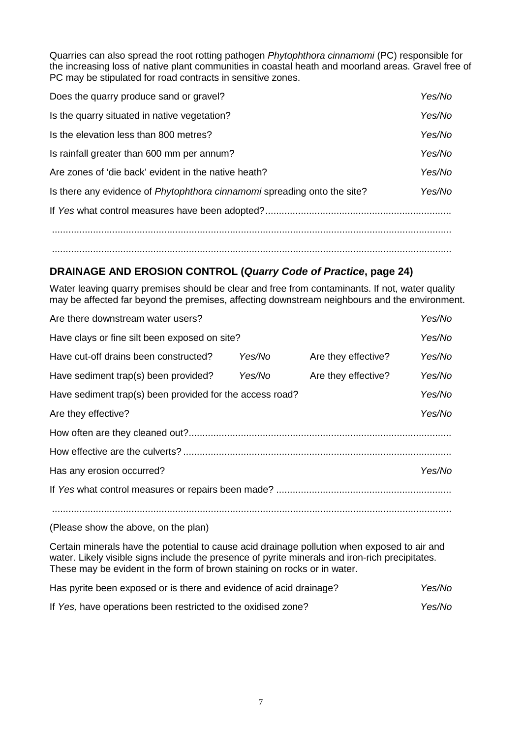Quarries can also spread the root rotting pathogen *Phytophthora cinnamomi* (PC) responsible for the increasing loss of native plant communities in coastal heath and moorland areas. Gravel free of PC may be stipulated for road contracts in sensitive zones.

| | |
|---|---|
| Does the quarry produce sand or gravel? | *Yes/No* |
| Is the quarry situated in native vegetation? | *Yes/No* |
| Is the elevation less than 800 metres? | *Yes/No* |
| Is rainfall greater than 600 mm per annum? | *Yes/No* |
| Are zones of 'die back' evident in the native heath? | *Yes/No* |
| Is there any evidence of *Phytophthora cinnamomi* spreading onto the site? | *Yes/No* |

If *Yes* what control measures have been adopted?....................................................................

....................................................................................................................................................

....................................................................................................................................................

## DRAINAGE AND EROSION CONTROL (*Quarry Code of Practice*, page 24)

Water leaving quarry premises should be clear and free from contaminants. If not, water quality may be affected far beyond the premises, affecting downstream neighbours and the environment.

| | | | |
|---|---|---|---|
| Are there downstream water users? | | | *Yes/No* |
| Have clays or fine silt been exposed on site? | | | *Yes/No* |
| Have cut-off drains been constructed? | *Yes/No* | Are they effective? | *Yes/No* |
| Have sediment trap(s) been provided? | *Yes/No* | Are they effective? | *Yes/No* |
| Have sediment trap(s) been provided for the access road? | | | *Yes/No* |
| Are they effective? | | | *Yes/No* |

How often are they cleaned out?................................................................................................

How effective are the culverts? ..................................................................................................

Has any erosion occurred? *Yes/No*

If *Yes* what control measures or repairs been made? ................................................................

....................................................................................................................................................

(Please show the above, on the plan)

Certain minerals have the potential to cause acid drainage pollution when exposed to air and water. Likely visible signs include the presence of pyrite minerals and iron-rich precipitates. These may be evident in the form of brown staining on rocks or in water.

| | |
|---|---|
| Has pyrite been exposed or is there and evidence of acid drainage? | *Yes/No* |
| If *Yes,* have operations been restricted to the oxidised zone? | *Yes/No* |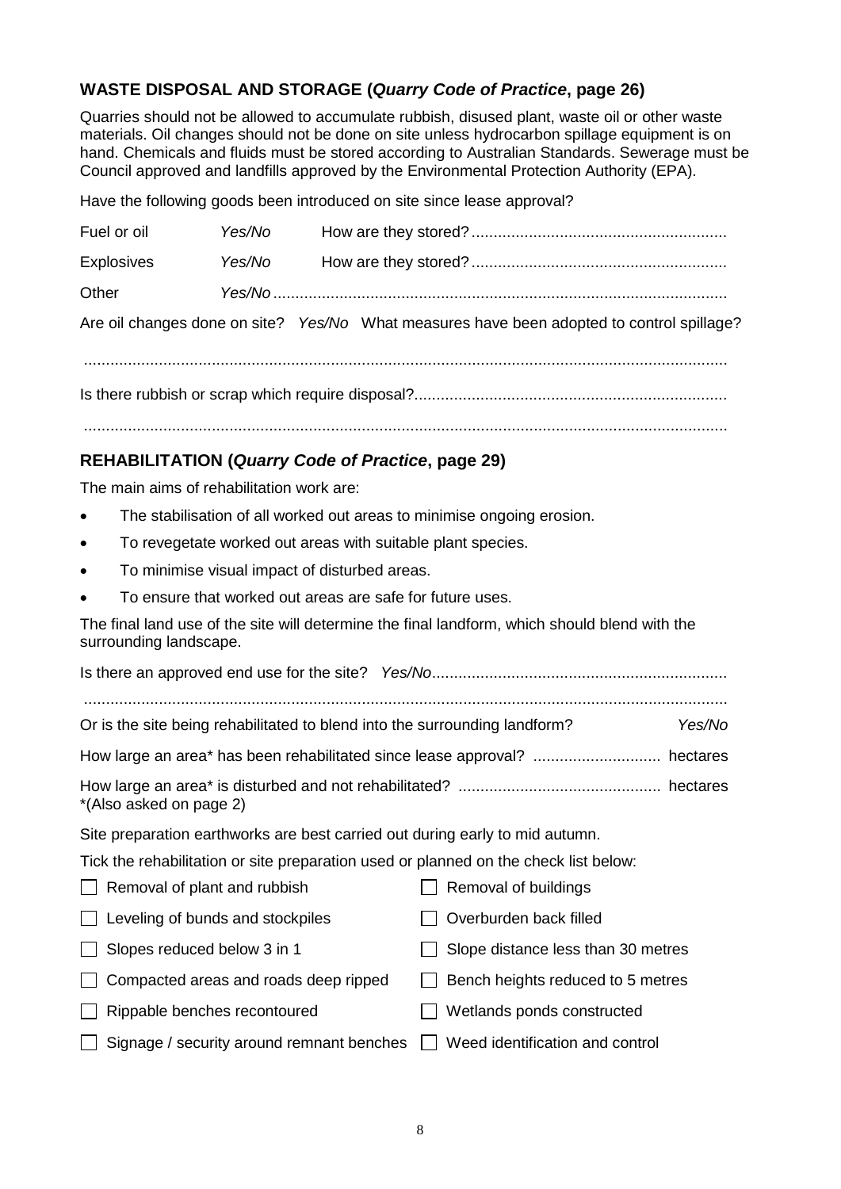## WASTE DISPOSAL AND STORAGE (*Quarry Code of Practice*, page 26)

Quarries should not be allowed to accumulate rubbish, disused plant, waste oil or other waste materials. Oil changes should not be done on site unless hydrocarbon spillage equipment is on hand. Chemicals and fluids must be stored according to Australian Standards. Sewerage must be Council approved and landfills approved by the Environmental Protection Authority (EPA).

Have the following goods been introduced on site since lease approval?

Fuel or oil *Yes/No* How are they stored?..........................................................

Explosives *Yes/No* How are they stored?..........................................................

Other *Yes/No*.......................................................................................................

Are oil changes done on site? *Yes/No* What measures have been adopted to control spillage?

..................................................................................................................................

Is there rubbish or scrap which require disposal?......................................................................

..................................................................................................................................

## REHABILITATION (*Quarry Code of Practice*, page 29)

The main aims of rehabilitation work are:

- The stabilisation of all worked out areas to minimise ongoing erosion.
- To revegetate worked out areas with suitable plant species.
- To minimise visual impact of disturbed areas.
- To ensure that worked out areas are safe for future uses.

The final land use of the site will determine the final landform, which should blend with the surrounding landscape.

Is there an approved end use for the site? *Yes/No*..................................................................

..................................................................................................................................

Or is the site being rehabilitated to blend into the surrounding landform? *Yes/No*

How large an area* has been rehabilitated since lease approval? ............................ hectares

How large an area* is disturbed and not rehabilitated? ............................................ hectares
*(Also asked on page 2)

Site preparation earthworks are best carried out during early to mid autumn.

Tick the rehabilitation or site preparation used or planned on the check list below:

- ☐ Removal of plant and rubbish
- ☐ Removal of buildings
- ☐ Leveling of bunds and stockpiles
- ☐ Overburden back filled
- ☐ Slopes reduced below 3 in 1
- ☐ Slope distance less than 30 metres
- ☐ Compacted areas and roads deep ripped
- ☐ Bench heights reduced to 5 metres
- ☐ Rippable benches recontoured
- ☐ Wetlands ponds constructed
- ☐ Signage / security around remnant benches
- ☐ Weed identification and control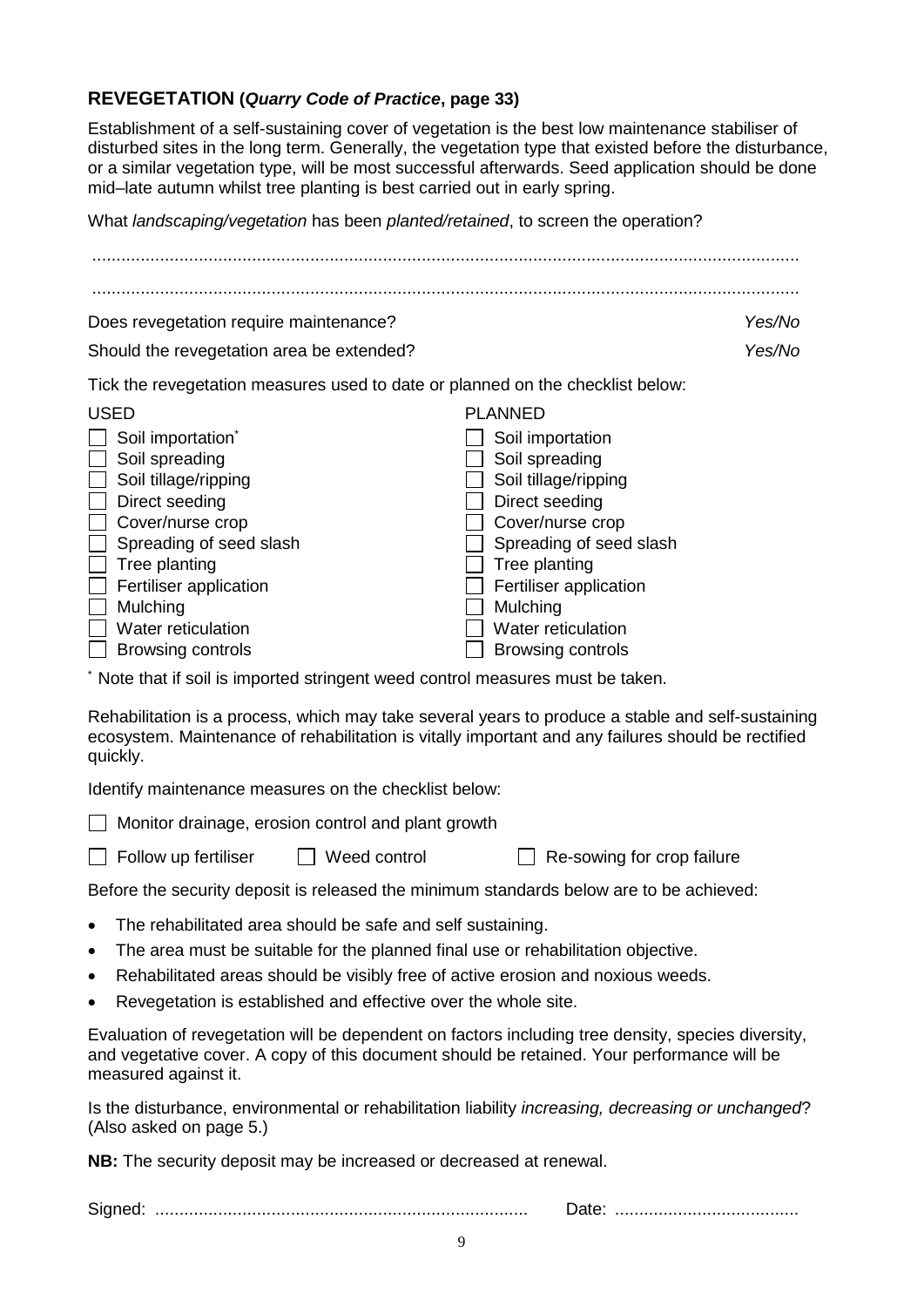## REVEGETATION (*Quarry Code of Practice*, page 33)

Establishment of a self-sustaining cover of vegetation is the best low maintenance stabiliser of disturbed sites in the long term. Generally, the vegetation type that existed before the disturbance, or a similar vegetation type, will be most successful afterwards. Seed application should be done mid–late autumn whilst tree planting is best carried out in early spring.

What *landscaping/vegetation* has been *planted/retained*, to screen the operation?

..................................................................................................................................................

..................................................................................................................................................

Does revegetation require maintenance? *Yes/No*

Should the revegetation area be extended? *Yes/No*

Tick the revegetation measures used to date or planned on the checklist below:

| USED | PLANNED |
|---|---|
| ☐ Soil importation* | ☐ Soil importation |
| ☐ Soil spreading | ☐ Soil spreading |
| ☐ Soil tillage/ripping | ☐ Soil tillage/ripping |
| ☐ Direct seeding | ☐ Direct seeding |
| ☐ Cover/nurse crop | ☐ Cover/nurse crop |
| ☐ Spreading of seed slash | ☐ Spreading of seed slash |
| ☐ Tree planting | ☐ Tree planting |
| ☐ Fertiliser application | ☐ Fertiliser application |
| ☐ Mulching | ☐ Mulching |
| ☐ Water reticulation | ☐ Water reticulation |
| ☐ Browsing controls | ☐ Browsing controls |

* Note that if soil is imported stringent weed control measures must be taken.

Rehabilitation is a process, which may take several years to produce a stable and self-sustaining ecosystem. Maintenance of rehabilitation is vitally important and any failures should be rectified quickly.

Identify maintenance measures on the checklist below:

☐ Monitor drainage, erosion control and plant growth

☐ Follow up fertiliser ☐ Weed control ☐ Re-sowing for crop failure

Before the security deposit is released the minimum standards below are to be achieved:

- The rehabilitated area should be safe and self sustaining.
- The area must be suitable for the planned final use or rehabilitation objective.
- Rehabilitated areas should be visibly free of active erosion and noxious weeds.
- Revegetation is established and effective over the whole site.

Evaluation of revegetation will be dependent on factors including tree density, species diversity, and vegetative cover. A copy of this document should be retained. Your performance will be measured against it.

Is the disturbance, environmental or rehabilitation liability *increasing, decreasing or unchanged*? (Also asked on page 5.)

**NB:** The security deposit may be increased or decreased at renewal.

Signed: ............................................................................ Date: ......................................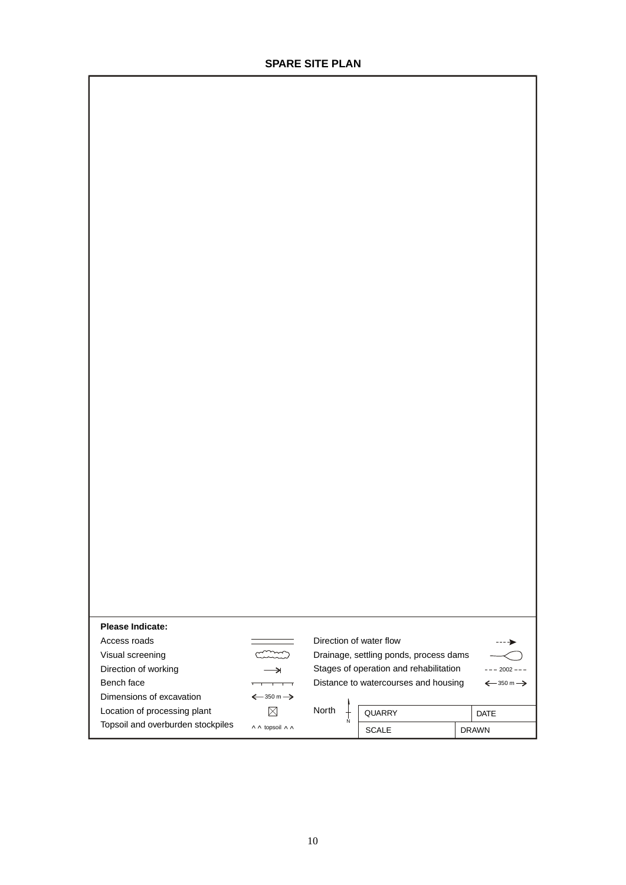## SPARE SITE PLAN

**Please Indicate:**

| | | | |
|---|---|---|---|
| Access roads | ═══ | Direction of water flow | - - -► |
| Visual screening | (cloud symbol) | Drainage, settling ponds, process dams | —◯ |
| Direction of working | —⇥ | Stages of operation and rehabilitation | - - - 2002 - - - |
| Bench face | ┬┬┬┬ | Distance to watercourses and housing | ← 350 m → |
| Dimensions of excavation | ← 350 m → | | |
| Location of processing plant | ⊠ | North (N arrow) | |
| Topsoil and overburden stockpiles | ^ ^ topsoil ^ ^ | | |

| QUARRY | DATE |
|---|---|
| SCALE | DRAWN |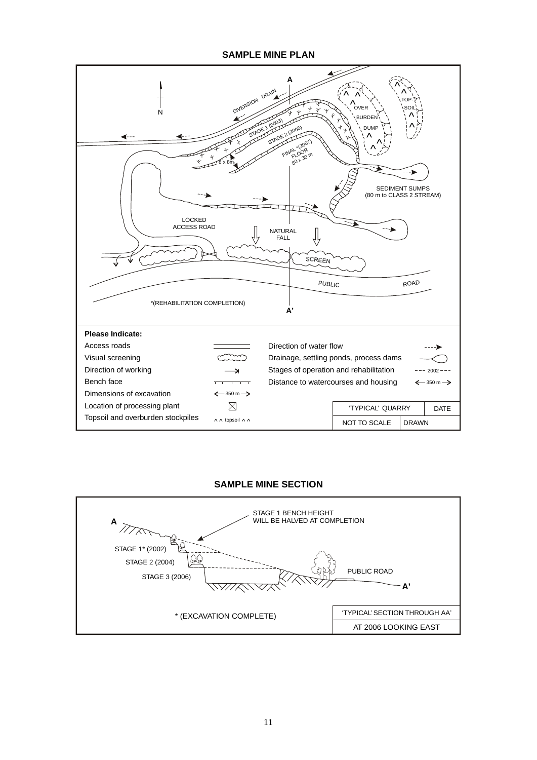## SAMPLE MINE PLAN

A

DIVERSION DRAIN

N

STAGE 1 (2003)

STAGE 2 (2005)

FINAL *(2007) FLOOR 80 x 30 m

8 x 8m

OVER BURDEN DUMP

TOP-SOIL

SEDIMENT SUMPS (80 m to CLASS 2 STREAM)

LOCKED ACCESS ROAD

NATURAL FALL

SCREEN

PUBLIC ROAD

*(REHABILITATION COMPLETION)

A'

**Please Indicate:**

Access roads

Visual screening

Direction of working

Bench face

Dimensions of excavation — 350 m

Location of processing plant

Topsoil and overburden stockpiles — ^ ^ topsoil ^ ^

Direction of water flow

Drainage, settling ponds, process dams

Stages of operation and rehabilitation — 2002

Distance to watercourses and housing — 350 m

| | | |
|---|---|---|
| 'TYPICAL' QUARRY | | DATE |
| NOT TO SCALE | DRAWN | |

## SAMPLE MINE SECTION

A

STAGE 1 BENCH HEIGHT WILL BE HALVED AT COMPLETION

STAGE 1* (2002)

STAGE 2 (2004)

STAGE 3 (2006)

PUBLIC ROAD

A'

\* (EXCAVATION COMPLETE)

'TYPICAL' SECTION THROUGH AA'

AT 2006 LOOKING EAST